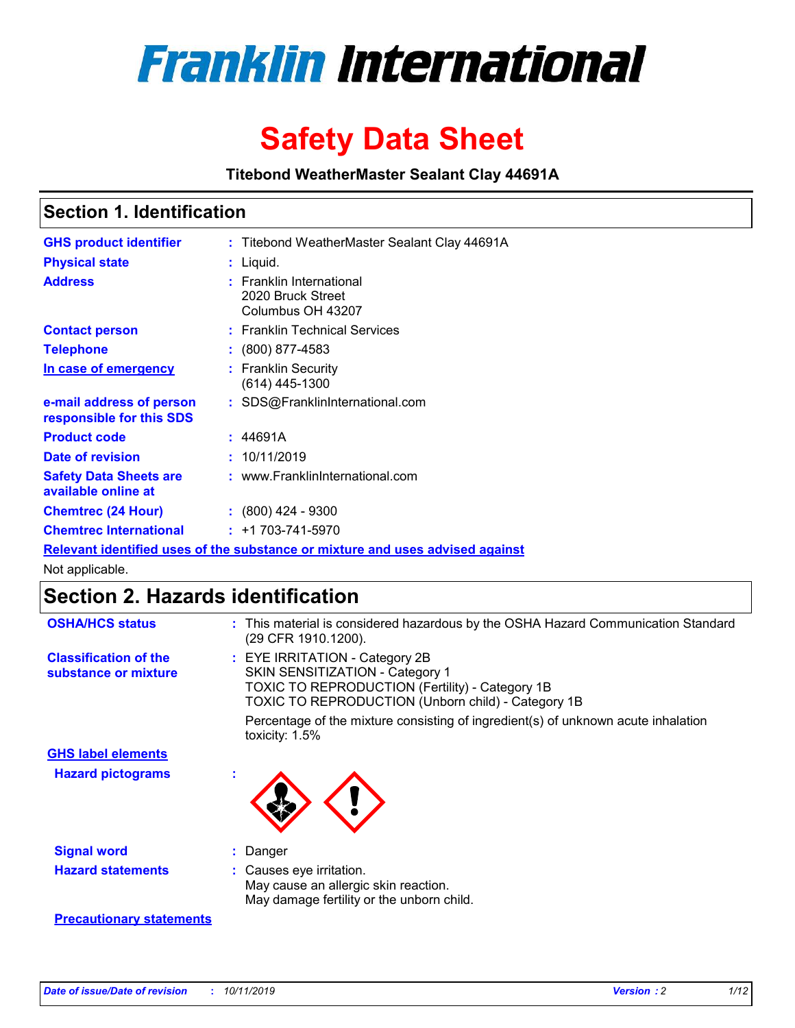# Franklin International

# Safety Data Sheet

**Titebond WeatherMaster Sealant Clay 44691A**

## Section 1. Identification

| | | |
|---|---|---|
| **GHS product identifier** | : | Titebond WeatherMaster Sealant Clay 44691A |
| **Physical state** | : | Liquid. |
| **Address** | : | Franklin International<br>2020 Bruck Street<br>Columbus OH 43207 |
| **Contact person** | : | Franklin Technical Services |
| **Telephone** | : | (800) 877-4583 |
| **In case of emergency** | : | Franklin Security<br>(614) 445-1300 |
| **e-mail address of person responsible for this SDS** | : | SDS@FranklinInternational.com |
| **Product code** | : | 44691A |
| **Date of revision** | : | 10/11/2019 |
| **Safety Data Sheets are available online at** | : | www.FranklinInternational.com |
| **Chemtrec (24 Hour)** | : | (800) 424 - 9300 |
| **Chemtrec International** | : | +1 703-741-5970 |

**Relevant identified uses of the substance or mixture and uses advised against**

Not applicable.

## Section 2. Hazards identification

| | | |
|---|---|---|
| **OSHA/HCS status** | : | This material is considered hazardous by the OSHA Hazard Communication Standard (29 CFR 1910.1200). |
| **Classification of the substance or mixture** | : | EYE IRRITATION - Category 2B<br>SKIN SENSITIZATION - Category 1<br>TOXIC TO REPRODUCTION (Fertility) - Category 1B<br>TOXIC TO REPRODUCTION (Unborn child) - Category 1B<br><br>Percentage of the mixture consisting of ingredient(s) of unknown acute inhalation toxicity: 1.5% |

**GHS label elements**

| | | |
|---|---|---|
| **Hazard pictograms** | : | |
| **Signal word** | : | Danger |
| **Hazard statements** | : | Causes eye irritation.<br>May cause an allergic skin reaction.<br>May damage fertility or the unborn child. |

**Precautionary statements**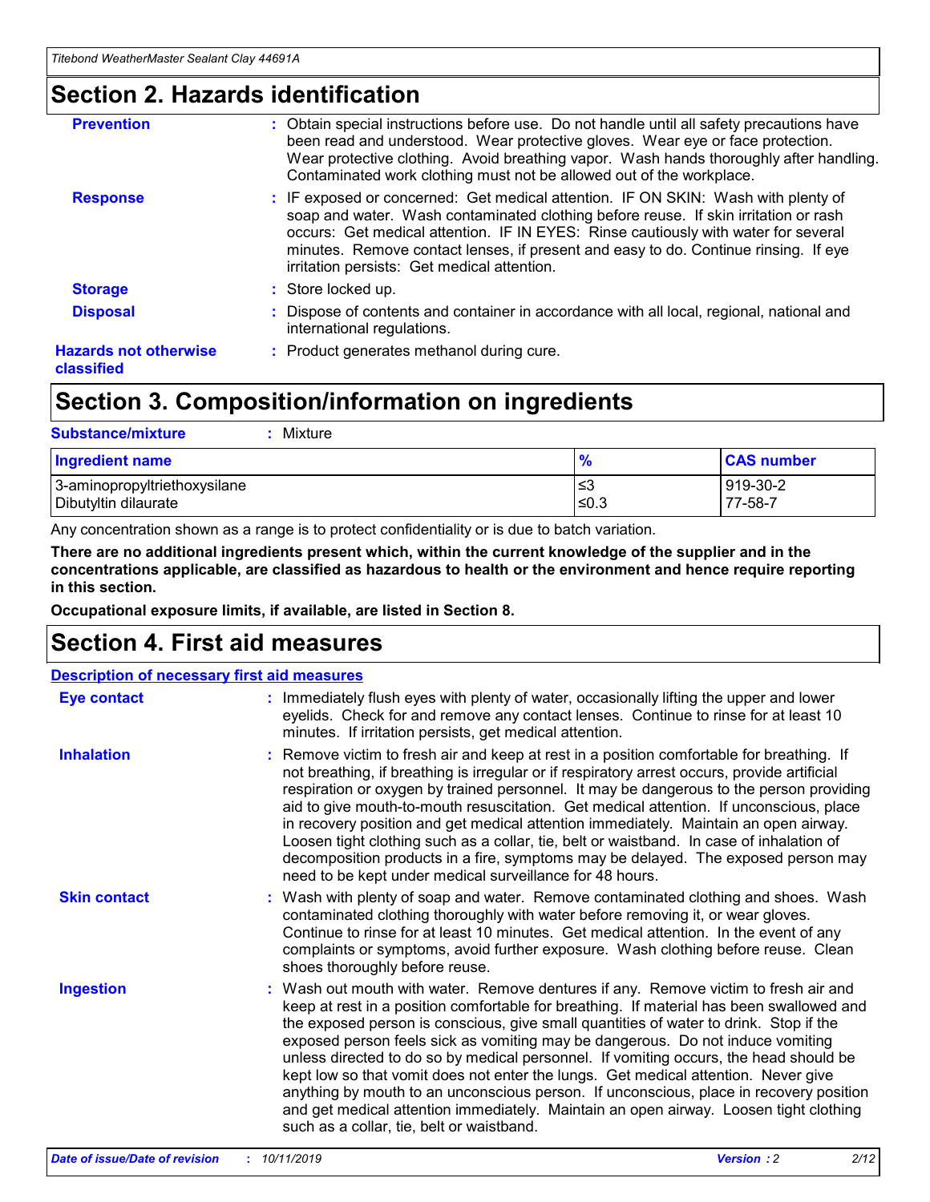## Section 2. Hazards identification

**Prevention** : Obtain special instructions before use. Do not handle until all safety precautions have been read and understood. Wear protective gloves. Wear eye or face protection. Wear protective clothing. Avoid breathing vapor. Wash hands thoroughly after handling. Contaminated work clothing must not be allowed out of the workplace.

**Response** : IF exposed or concerned: Get medical attention. IF ON SKIN: Wash with plenty of soap and water. Wash contaminated clothing before reuse. If skin irritation or rash occurs: Get medical attention. IF IN EYES: Rinse cautiously with water for several minutes. Remove contact lenses, if present and easy to do. Continue rinsing. If eye irritation persists: Get medical attention.

**Storage** : Store locked up.

**Disposal** : Dispose of contents and container in accordance with all local, regional, national and international regulations.

**Hazards not otherwise classified** : Product generates methanol during cure.

## Section 3. Composition/information on ingredients

**Substance/mixture** : Mixture

| Ingredient name | % | CAS number |
|---|---|---|
| 3-aminopropyltriethoxysilane | ≤3 | 919-30-2 |
| Dibutyltin dilaurate | ≤0.3 | 77-58-7 |

Any concentration shown as a range is to protect confidentiality or is due to batch variation.

**There are no additional ingredients present which, within the current knowledge of the supplier and in the concentrations applicable, are classified as hazardous to health or the environment and hence require reporting in this section.**

**Occupational exposure limits, if available, are listed in Section 8.**

## Section 4. First aid measures

**Description of necessary first aid measures**

**Eye contact** : Immediately flush eyes with plenty of water, occasionally lifting the upper and lower eyelids. Check for and remove any contact lenses. Continue to rinse for at least 10 minutes. If irritation persists, get medical attention.

**Inhalation** : Remove victim to fresh air and keep at rest in a position comfortable for breathing. If not breathing, if breathing is irregular or if respiratory arrest occurs, provide artificial respiration or oxygen by trained personnel. It may be dangerous to the person providing aid to give mouth-to-mouth resuscitation. Get medical attention. If unconscious, place in recovery position and get medical attention immediately. Maintain an open airway. Loosen tight clothing such as a collar, tie, belt or waistband. In case of inhalation of decomposition products in a fire, symptoms may be delayed. The exposed person may need to be kept under medical surveillance for 48 hours.

**Skin contact** : Wash with plenty of soap and water. Remove contaminated clothing and shoes. Wash contaminated clothing thoroughly with water before removing it, or wear gloves. Continue to rinse for at least 10 minutes. Get medical attention. In the event of any complaints or symptoms, avoid further exposure. Wash clothing before reuse. Clean shoes thoroughly before reuse.

**Ingestion** : Wash out mouth with water. Remove dentures if any. Remove victim to fresh air and keep at rest in a position comfortable for breathing. If material has been swallowed and the exposed person is conscious, give small quantities of water to drink. Stop if the exposed person feels sick as vomiting may be dangerous. Do not induce vomiting unless directed to do so by medical personnel. If vomiting occurs, the head should be kept low so that vomit does not enter the lungs. Get medical attention. Never give anything by mouth to an unconscious person. If unconscious, place in recovery position and get medical attention immediately. Maintain an open airway. Loosen tight clothing such as a collar, tie, belt or waistband.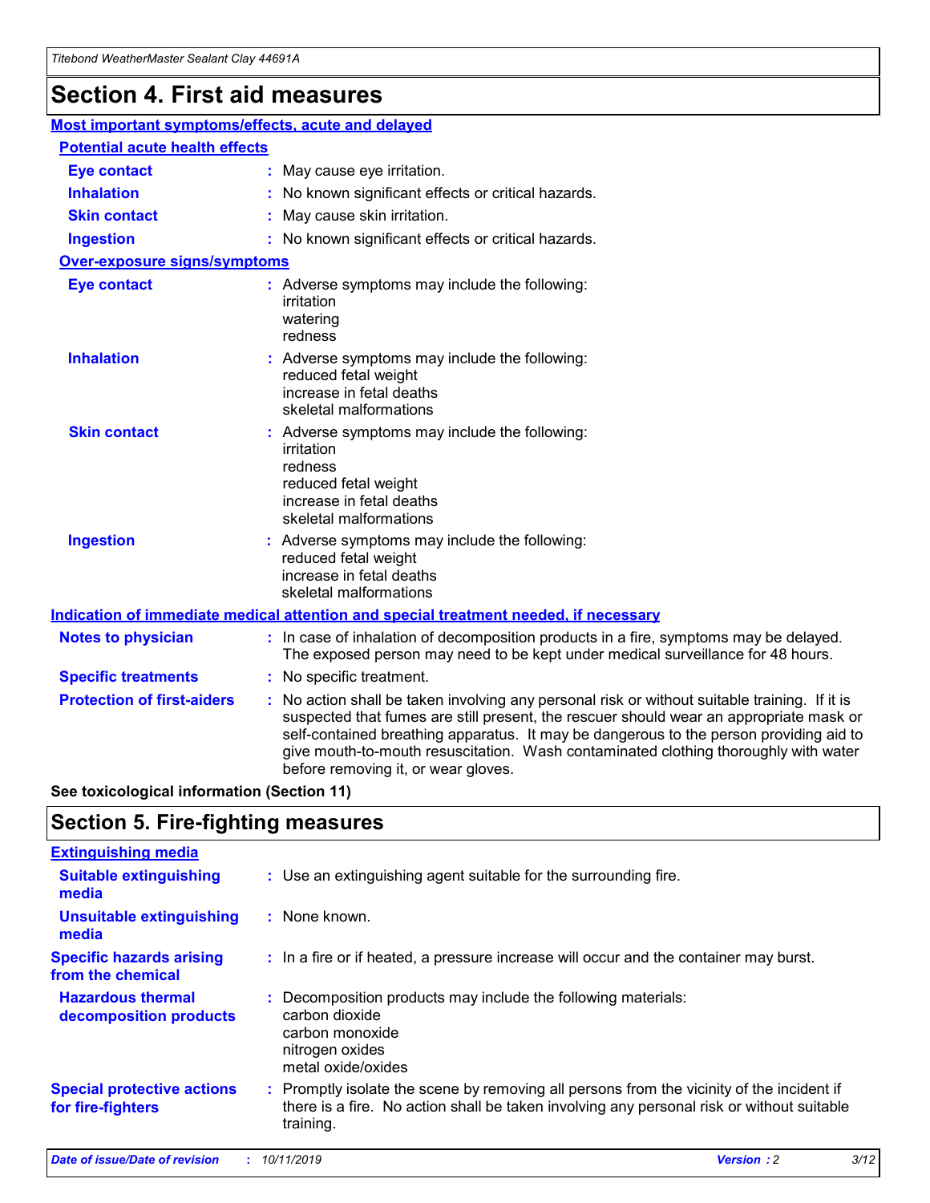# Section 4. First aid measures

## Most important symptoms/effects, acute and delayed

### Potential acute health effects

**Eye contact** : May cause eye irritation.

**Inhalation** : No known significant effects or critical hazards.

**Skin contact** : May cause skin irritation.

**Ingestion** : No known significant effects or critical hazards.

### Over-exposure signs/symptoms

**Eye contact** : Adverse symptoms may include the following:
irritation
watering
redness

**Inhalation** : Adverse symptoms may include the following:
reduced fetal weight
increase in fetal deaths
skeletal malformations

**Skin contact** : Adverse symptoms may include the following:
irritation
redness
reduced fetal weight
increase in fetal deaths
skeletal malformations

**Ingestion** : Adverse symptoms may include the following:
reduced fetal weight
increase in fetal deaths
skeletal malformations

## Indication of immediate medical attention and special treatment needed, if necessary

**Notes to physician** : In case of inhalation of decomposition products in a fire, symptoms may be delayed. The exposed person may need to be kept under medical surveillance for 48 hours.

**Specific treatments** : No specific treatment.

**Protection of first-aiders** : No action shall be taken involving any personal risk or without suitable training. If it is suspected that fumes are still present, the rescuer should wear an appropriate mask or self-contained breathing apparatus. It may be dangerous to the person providing aid to give mouth-to-mouth resuscitation. Wash contaminated clothing thoroughly with water before removing it, or wear gloves.

**See toxicological information (Section 11)**

# Section 5. Fire-fighting measures

## Extinguishing media

**Suitable extinguishing media** : Use an extinguishing agent suitable for the surrounding fire.

**Unsuitable extinguishing media** : None known.

**Specific hazards arising from the chemical** : In a fire or if heated, a pressure increase will occur and the container may burst.

**Hazardous thermal decomposition products** : Decomposition products may include the following materials:
carbon dioxide
carbon monoxide
nitrogen oxides
metal oxide/oxides

**Special protective actions for fire-fighters** : Promptly isolate the scene by removing all persons from the vicinity of the incident if there is a fire. No action shall be taken involving any personal risk or without suitable training.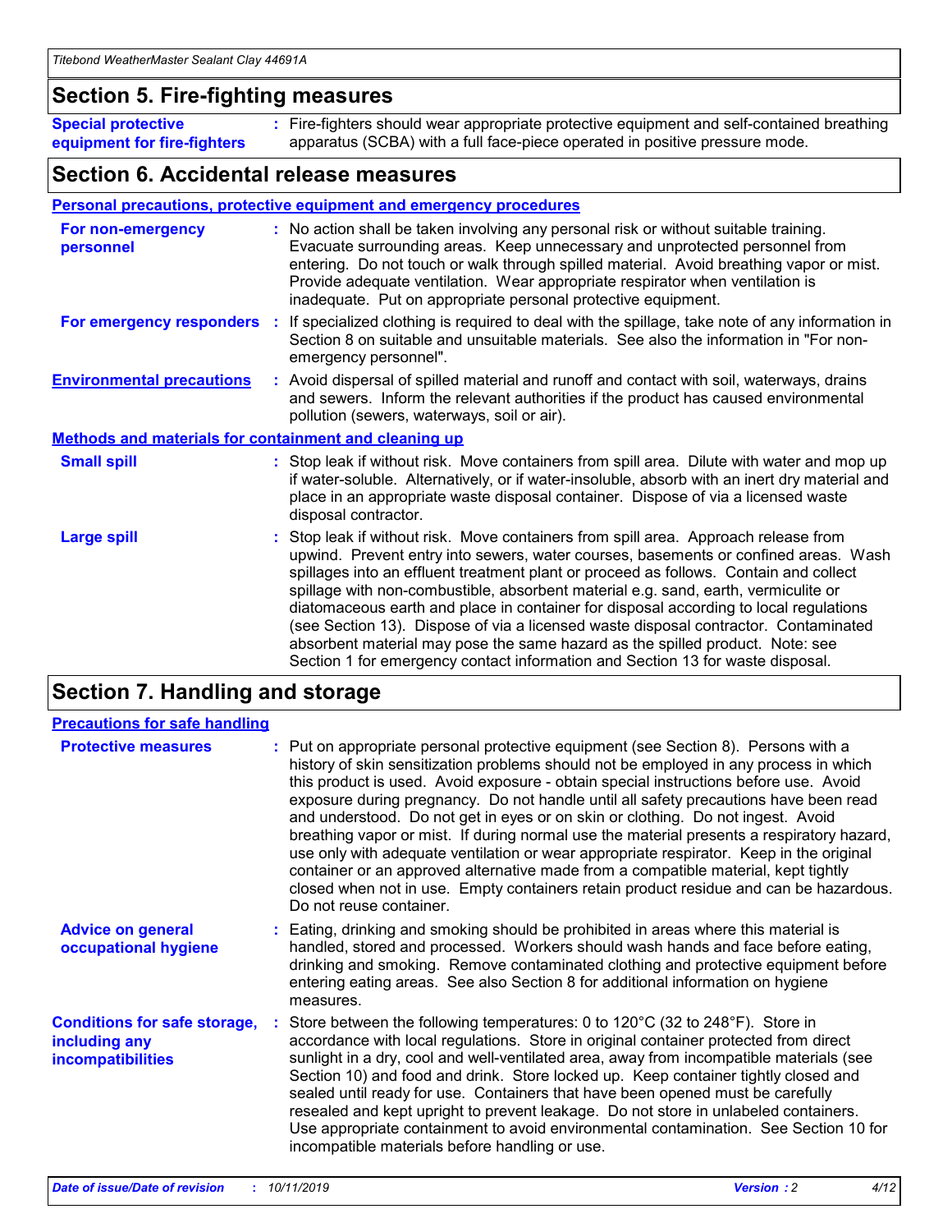## Section 5. Fire-fighting measures

**Special protective equipment for fire-fighters** : Fire-fighters should wear appropriate protective equipment and self-contained breathing apparatus (SCBA) with a full face-piece operated in positive pressure mode.

## Section 6. Accidental release measures

### Personal precautions, protective equipment and emergency procedures

**For non-emergency personnel** : No action shall be taken involving any personal risk or without suitable training. Evacuate surrounding areas. Keep unnecessary and unprotected personnel from entering. Do not touch or walk through spilled material. Avoid breathing vapor or mist. Provide adequate ventilation. Wear appropriate respirator when ventilation is inadequate. Put on appropriate personal protective equipment.

**For emergency responders** : If specialized clothing is required to deal with the spillage, take note of any information in Section 8 on suitable and unsuitable materials. See also the information in "For non-emergency personnel".

**Environmental precautions** : Avoid dispersal of spilled material and runoff and contact with soil, waterways, drains and sewers. Inform the relevant authorities if the product has caused environmental pollution (sewers, waterways, soil or air).

### Methods and materials for containment and cleaning up

**Small spill** : Stop leak if without risk. Move containers from spill area. Dilute with water and mop up if water-soluble. Alternatively, or if water-insoluble, absorb with an inert dry material and place in an appropriate waste disposal container. Dispose of via a licensed waste disposal contractor.

**Large spill** : Stop leak if without risk. Move containers from spill area. Approach release from upwind. Prevent entry into sewers, water courses, basements or confined areas. Wash spillages into an effluent treatment plant or proceed as follows. Contain and collect spillage with non-combustible, absorbent material e.g. sand, earth, vermiculite or diatomaceous earth and place in container for disposal according to local regulations (see Section 13). Dispose of via a licensed waste disposal contractor. Contaminated absorbent material may pose the same hazard as the spilled product. Note: see Section 1 for emergency contact information and Section 13 for waste disposal.

## Section 7. Handling and storage

### Precautions for safe handling

**Protective measures** : Put on appropriate personal protective equipment (see Section 8). Persons with a history of skin sensitization problems should not be employed in any process in which this product is used. Avoid exposure - obtain special instructions before use. Avoid exposure during pregnancy. Do not handle until all safety precautions have been read and understood. Do not get in eyes or on skin or clothing. Do not ingest. Avoid breathing vapor or mist. If during normal use the material presents a respiratory hazard, use only with adequate ventilation or wear appropriate respirator. Keep in the original container or an approved alternative made from a compatible material, kept tightly closed when not in use. Empty containers retain product residue and can be hazardous. Do not reuse container.

**Advice on general occupational hygiene** : Eating, drinking and smoking should be prohibited in areas where this material is handled, stored and processed. Workers should wash hands and face before eating, drinking and smoking. Remove contaminated clothing and protective equipment before entering eating areas. See also Section 8 for additional information on hygiene measures.

**Conditions for safe storage, including any incompatibilities** : Store between the following temperatures: 0 to 120°C (32 to 248°F). Store in accordance with local regulations. Store in original container protected from direct sunlight in a dry, cool and well-ventilated area, away from incompatible materials (see Section 10) and food and drink. Store locked up. Keep container tightly closed and sealed until ready for use. Containers that have been opened must be carefully resealed and kept upright to prevent leakage. Do not store in unlabeled containers. Use appropriate containment to avoid environmental contamination. See Section 10 for incompatible materials before handling or use.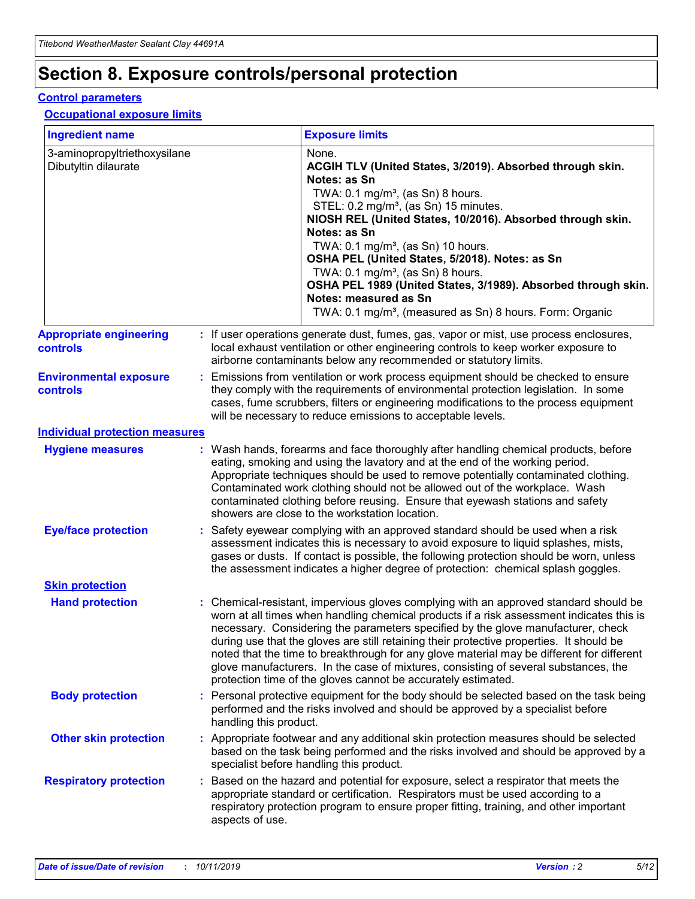# Section 8. Exposure controls/personal protection

## Control parameters

### Occupational exposure limits

| Ingredient name | Exposure limits |
| --- | --- |
| 3-aminopropyltriethoxysilane | None. |
| Dibutyltin dilaurate | **ACGIH TLV (United States, 3/2019). Absorbed through skin. Notes: as Sn**<br>TWA: 0.1 mg/m³, (as Sn) 8 hours.<br>STEL: 0.2 mg/m³, (as Sn) 15 minutes.<br>**NIOSH REL (United States, 10/2016). Absorbed through skin. Notes: as Sn**<br>TWA: 0.1 mg/m³, (as Sn) 10 hours.<br>**OSHA PEL (United States, 5/2018). Notes: as Sn**<br>TWA: 0.1 mg/m³, (as Sn) 8 hours.<br>**OSHA PEL 1989 (United States, 3/1989). Absorbed through skin. Notes: measured as Sn**<br>TWA: 0.1 mg/m³, (measured as Sn) 8 hours. Form: Organic |

**Appropriate engineering controls** : If user operations generate dust, fumes, gas, vapor or mist, use process enclosures, local exhaust ventilation or other engineering controls to keep worker exposure to airborne contaminants below any recommended or statutory limits.

**Environmental exposure controls** : Emissions from ventilation or work process equipment should be checked to ensure they comply with the requirements of environmental protection legislation. In some cases, fume scrubbers, filters or engineering modifications to the process equipment will be necessary to reduce emissions to acceptable levels.

## Individual protection measures

**Hygiene measures** : Wash hands, forearms and face thoroughly after handling chemical products, before eating, smoking and using the lavatory and at the end of the working period. Appropriate techniques should be used to remove potentially contaminated clothing. Contaminated work clothing should not be allowed out of the workplace. Wash contaminated clothing before reusing. Ensure that eyewash stations and safety showers are close to the workstation location.

**Eye/face protection** : Safety eyewear complying with an approved standard should be used when a risk assessment indicates this is necessary to avoid exposure to liquid splashes, mists, gases or dusts. If contact is possible, the following protection should be worn, unless the assessment indicates a higher degree of protection: chemical splash goggles.

### Skin protection

**Hand protection** : Chemical-resistant, impervious gloves complying with an approved standard should be worn at all times when handling chemical products if a risk assessment indicates this is necessary. Considering the parameters specified by the glove manufacturer, check during use that the gloves are still retaining their protective properties. It should be noted that the time to breakthrough for any glove material may be different for different glove manufacturers. In the case of mixtures, consisting of several substances, the protection time of the gloves cannot be accurately estimated.

**Body protection** : Personal protective equipment for the body should be selected based on the task being performed and the risks involved and should be approved by a specialist before handling this product.

**Other skin protection** : Appropriate footwear and any additional skin protection measures should be selected based on the task being performed and the risks involved and should be approved by a specialist before handling this product.

**Respiratory protection** : Based on the hazard and potential for exposure, select a respirator that meets the appropriate standard or certification. Respirators must be used according to a respiratory protection program to ensure proper fitting, training, and other important aspects of use.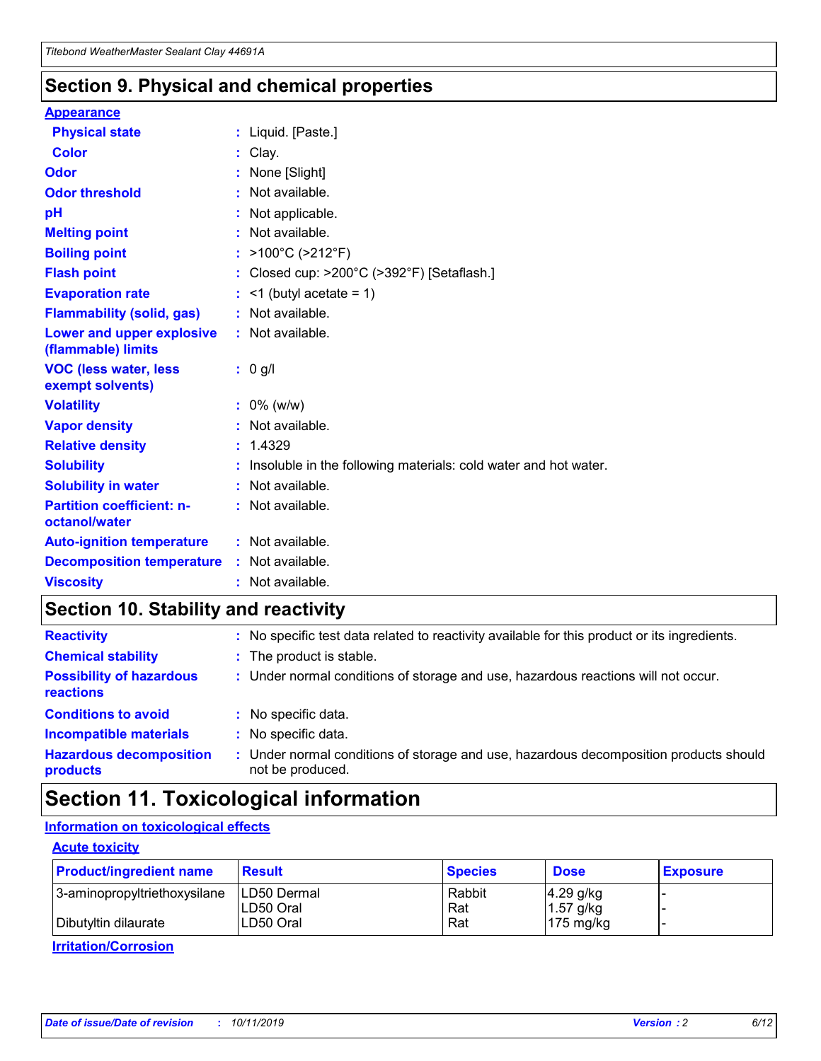## Section 9. Physical and chemical properties

### Appearance

| | | |
|---|---|---|
| **Physical state** | : | Liquid. [Paste.] |
| **Color** | : | Clay. |
| **Odor** | : | None [Slight] |
| **Odor threshold** | : | Not available. |
| **pH** | : | Not applicable. |
| **Melting point** | : | Not available. |
| **Boiling point** | : | >100°C (>212°F) |
| **Flash point** | : | Closed cup: >200°C (>392°F) [Setaflash.] |
| **Evaporation rate** | : | <1 (butyl acetate = 1) |
| **Flammability (solid, gas)** | : | Not available. |
| **Lower and upper explosive (flammable) limits** | : | Not available. |
| **VOC (less water, less exempt solvents)** | : | 0 g/l |
| **Volatility** | : | 0% (w/w) |
| **Vapor density** | : | Not available. |
| **Relative density** | : | 1.4329 |
| **Solubility** | : | Insoluble in the following materials: cold water and hot water. |
| **Solubility in water** | : | Not available. |
| **Partition coefficient: n-octanol/water** | : | Not available. |
| **Auto-ignition temperature** | : | Not available. |
| **Decomposition temperature** | : | Not available. |
| **Viscosity** | : | Not available. |

## Section 10. Stability and reactivity

| | | |
|---|---|---|
| **Reactivity** | : | No specific test data related to reactivity available for this product or its ingredients. |
| **Chemical stability** | : | The product is stable. |
| **Possibility of hazardous reactions** | : | Under normal conditions of storage and use, hazardous reactions will not occur. |
| **Conditions to avoid** | : | No specific data. |
| **Incompatible materials** | : | No specific data. |
| **Hazardous decomposition products** | : | Under normal conditions of storage and use, hazardous decomposition products should not be produced. |

## Section 11. Toxicological information

### Information on toxicological effects

#### Acute toxicity

| Product/ingredient name | Result | Species | Dose | Exposure |
|---|---|---|---|---|
| 3-aminopropyltriethoxysilane | LD50 Dermal | Rabbit | 4.29 g/kg | - |
| | LD50 Oral | Rat | 1.57 g/kg | - |
| Dibutyltin dilaurate | LD50 Oral | Rat | 175 mg/kg | - |

#### Irritation/Corrosion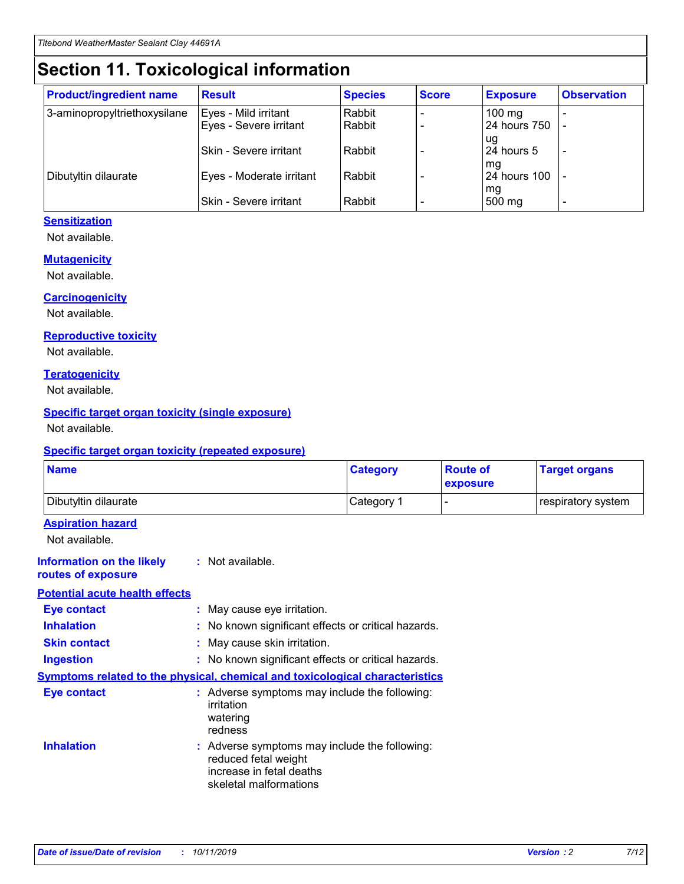# Section 11. Toxicological information

| Product/ingredient name | Result | Species | Score | Exposure | Observation |
|---|---|---|---|---|---|
| 3-aminopropyltriethoxysilane | Eyes - Mild irritant | Rabbit | - | 100 mg | - |
| | Eyes - Severe irritant | Rabbit | - | 24 hours 750 ug | - |
| | Skin - Severe irritant | Rabbit | - | 24 hours 5 mg | - |
| Dibutyltin dilaurate | Eyes - Moderate irritant | Rabbit | - | 24 hours 100 mg | - |
| | Skin - Severe irritant | Rabbit | - | 500 mg | - |

**Sensitization**

Not available.

**Mutagenicity**

Not available.

**Carcinogenicity**

Not available.

**Reproductive toxicity**

Not available.

**Teratogenicity**

Not available.

**Specific target organ toxicity (single exposure)**

Not available.

**Specific target organ toxicity (repeated exposure)**

| Name | Category | Route of exposure | Target organs |
|---|---|---|---|
| Dibutyltin dilaurate | Category 1 | - | respiratory system |

**Aspiration hazard**

Not available.

**Information on the likely routes of exposure** : Not available.

**Potential acute health effects**

**Eye contact** : May cause eye irritation.

**Inhalation** : No known significant effects or critical hazards.

**Skin contact** : May cause skin irritation.

**Ingestion** : No known significant effects or critical hazards.

**Symptoms related to the physical, chemical and toxicological characteristics**

**Eye contact** : Adverse symptoms may include the following:
irritation
watering
redness

**Inhalation** : Adverse symptoms may include the following:
reduced fetal weight
increase in fetal deaths
skeletal malformations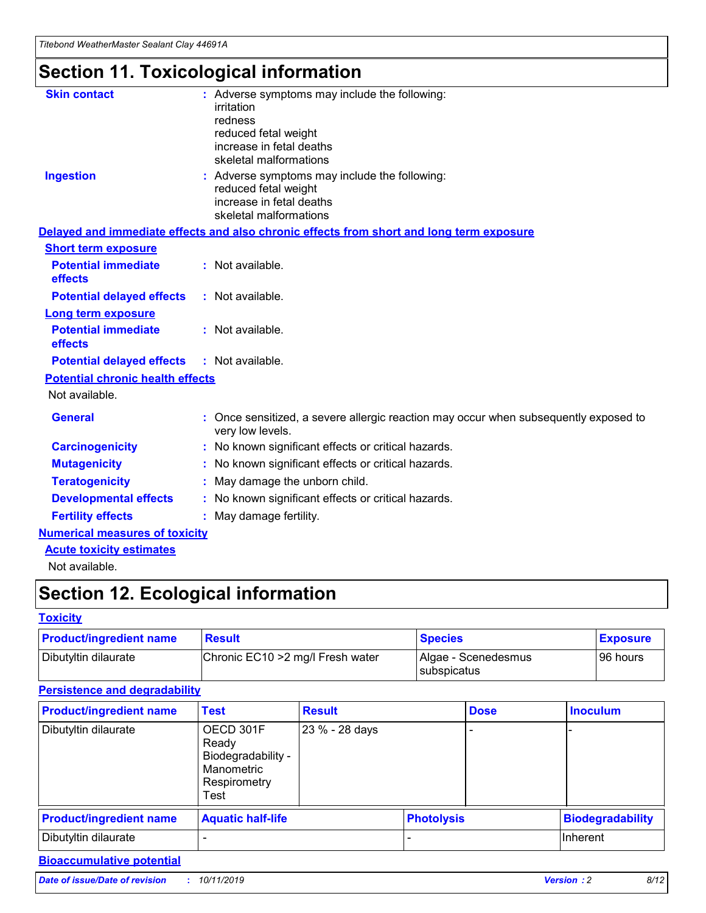# Section 11. Toxicological information

**Skin contact** : Adverse symptoms may include the following:
irritation
redness
reduced fetal weight
increase in fetal deaths
skeletal malformations

**Ingestion** : Adverse symptoms may include the following:
reduced fetal weight
increase in fetal deaths
skeletal malformations

## Delayed and immediate effects and also chronic effects from short and long term exposure

### Short term exposure

**Potential immediate effects** : Not available.

**Potential delayed effects** : Not available.

### Long term exposure

**Potential immediate effects** : Not available.

**Potential delayed effects** : Not available.

### Potential chronic health effects

Not available.

**General** : Once sensitized, a severe allergic reaction may occur when subsequently exposed to very low levels.

**Carcinogenicity** : No known significant effects or critical hazards.

**Mutagenicity** : No known significant effects or critical hazards.

**Teratogenicity** : May damage the unborn child.

**Developmental effects** : No known significant effects or critical hazards.

**Fertility effects** : May damage fertility.

## Numerical measures of toxicity

### Acute toxicity estimates

Not available.

# Section 12. Ecological information

## Toxicity

| Product/ingredient name | Result | Species | Exposure |
|---|---|---|---|
| Dibutyltin dilaurate | Chronic EC10 >2 mg/l Fresh water | Algae - Scenedesmus subspicatus | 96 hours |

## Persistence and degradability

| Product/ingredient name | Test | Result | Dose | Inoculum |
|---|---|---|---|---|
| Dibutyltin dilaurate | OECD 301F Ready Biodegradability - Manometric Respirometry Test | 23 % - 28 days | - | - |

| Product/ingredient name | Aquatic half-life | Photolysis | Biodegradability |
|---|---|---|---|
| Dibutyltin dilaurate | - | - | Inherent |

## Bioaccumulative potential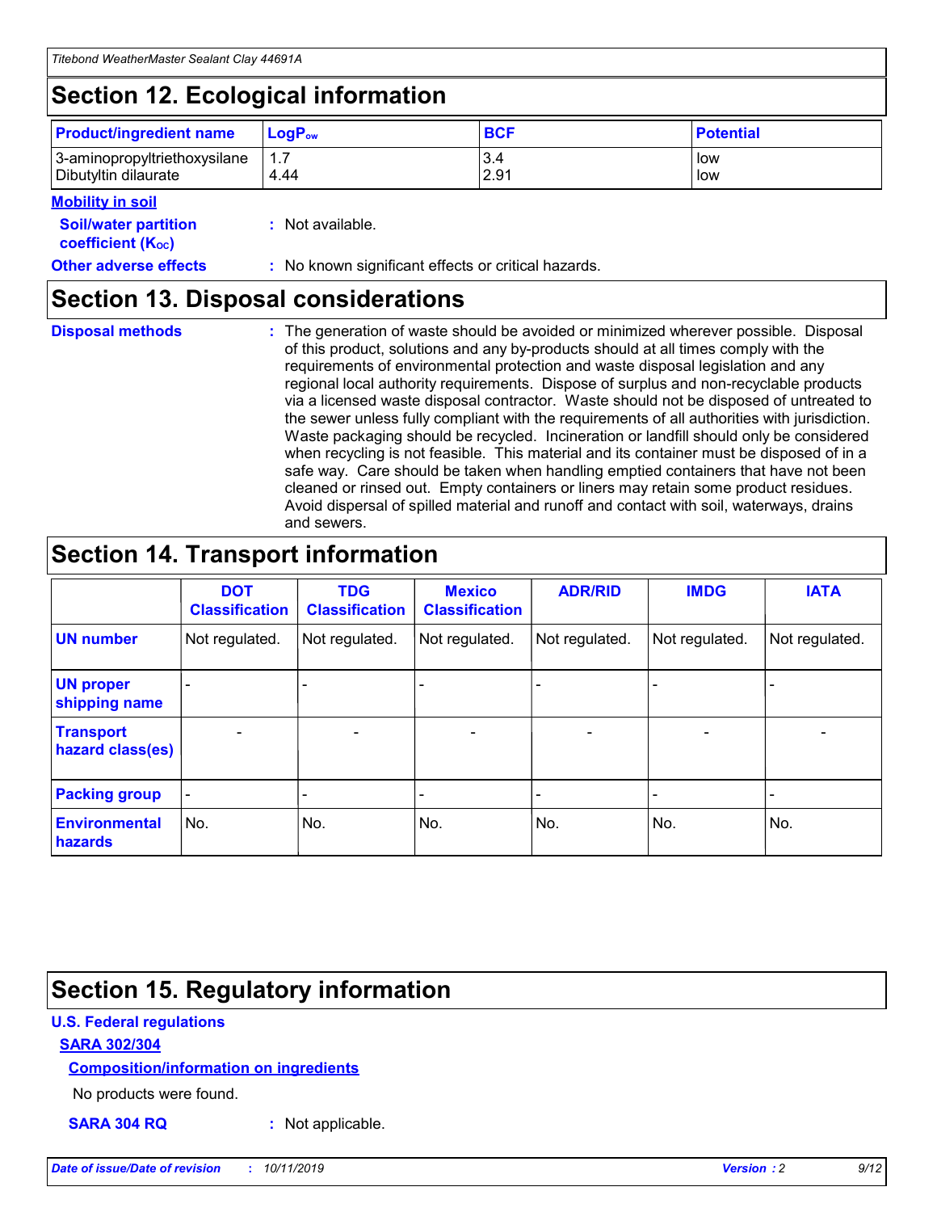## Section 12. Ecological information

| Product/ingredient name | $LogP_{ow}$ | BCF | Potential |
|---|---|---|---|
| 3-aminopropyltriethoxysilane | 1.7 | 3.4 | low |
| Dibutyltin dilaurate | 4.44 | 2.91 | low |

**Mobility in soil**

**Soil/water partition coefficient ($K_{OC}$)** : Not available.

**Other adverse effects** : No known significant effects or critical hazards.

## Section 13. Disposal considerations

**Disposal methods** : The generation of waste should be avoided or minimized wherever possible. Disposal of this product, solutions and any by-products should at all times comply with the requirements of environmental protection and waste disposal legislation and any regional local authority requirements. Dispose of surplus and non-recyclable products via a licensed waste disposal contractor. Waste should not be disposed of untreated to the sewer unless fully compliant with the requirements of all authorities with jurisdiction. Waste packaging should be recycled. Incineration or landfill should only be considered when recycling is not feasible. This material and its container must be disposed of in a safe way. Care should be taken when handling emptied containers that have not been cleaned or rinsed out. Empty containers or liners may retain some product residues. Avoid dispersal of spilled material and runoff and contact with soil, waterways, drains and sewers.

## Section 14. Transport information

| | DOT Classification | TDG Classification | Mexico Classification | ADR/RID | IMDG | IATA |
|---|---|---|---|---|---|---|
| UN number | Not regulated. | Not regulated. | Not regulated. | Not regulated. | Not regulated. | Not regulated. |
| UN proper shipping name | - | - | - | - | - | - |
| Transport hazard class(es) | - | - | - | - | - | - |
| Packing group | - | - | - | - | - | - |
| Environmental hazards | No. | No. | No. | No. | No. | No. |

## Section 15. Regulatory information

**U.S. Federal regulations**

**SARA 302/304**

**Composition/information on ingredients**

No products were found.

**SARA 304 RQ** : Not applicable.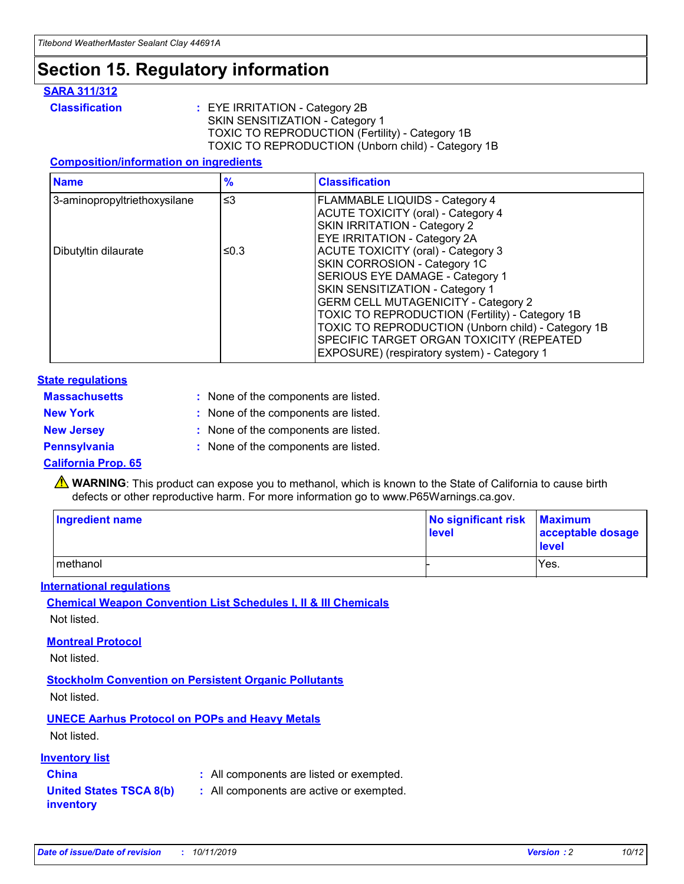# Section 15. Regulatory information

**SARA 311/312**

**Classification** : EYE IRRITATION - Category 2B
SKIN SENSITIZATION - Category 1
TOXIC TO REPRODUCTION (Fertility) - Category 1B
TOXIC TO REPRODUCTION (Unborn child) - Category 1B

**Composition/information on ingredients**

| Name | % | Classification |
|---|---|---|
| 3-aminopropyltriethoxysilane | ≤3 | FLAMMABLE LIQUIDS - Category 4<br>ACUTE TOXICITY (oral) - Category 4<br>SKIN IRRITATION - Category 2<br>EYE IRRITATION - Category 2A |
| Dibutyltin dilaurate | ≤0.3 | ACUTE TOXICITY (oral) - Category 3<br>SKIN CORROSION - Category 1C<br>SERIOUS EYE DAMAGE - Category 1<br>SKIN SENSITIZATION - Category 1<br>GERM CELL MUTAGENICITY - Category 2<br>TOXIC TO REPRODUCTION (Fertility) - Category 1B<br>TOXIC TO REPRODUCTION (Unborn child) - Category 1B<br>SPECIFIC TARGET ORGAN TOXICITY (REPEATED EXPOSURE) (respiratory system) - Category 1 |

**State regulations**

**Massachusetts** : None of the components are listed.

**New York** : None of the components are listed.

**New Jersey** : None of the components are listed.

**Pennsylvania** : None of the components are listed.

**California Prop. 65**

⚠ **WARNING**: This product can expose you to methanol, which is known to the State of California to cause birth defects or other reproductive harm. For more information go to www.P65Warnings.ca.gov.

| Ingredient name | No significant risk level | Maximum acceptable dosage level |
|---|---|---|
| methanol | - | Yes. |

**International regulations**

**Chemical Weapon Convention List Schedules I, II & III Chemicals**

Not listed.

**Montreal Protocol**

Not listed.

**Stockholm Convention on Persistent Organic Pollutants**

Not listed.

**UNECE Aarhus Protocol on POPs and Heavy Metals**

Not listed.

**Inventory list**

**China** : All components are listed or exempted.

**United States TSCA 8(b) inventory** : All components are active or exempted.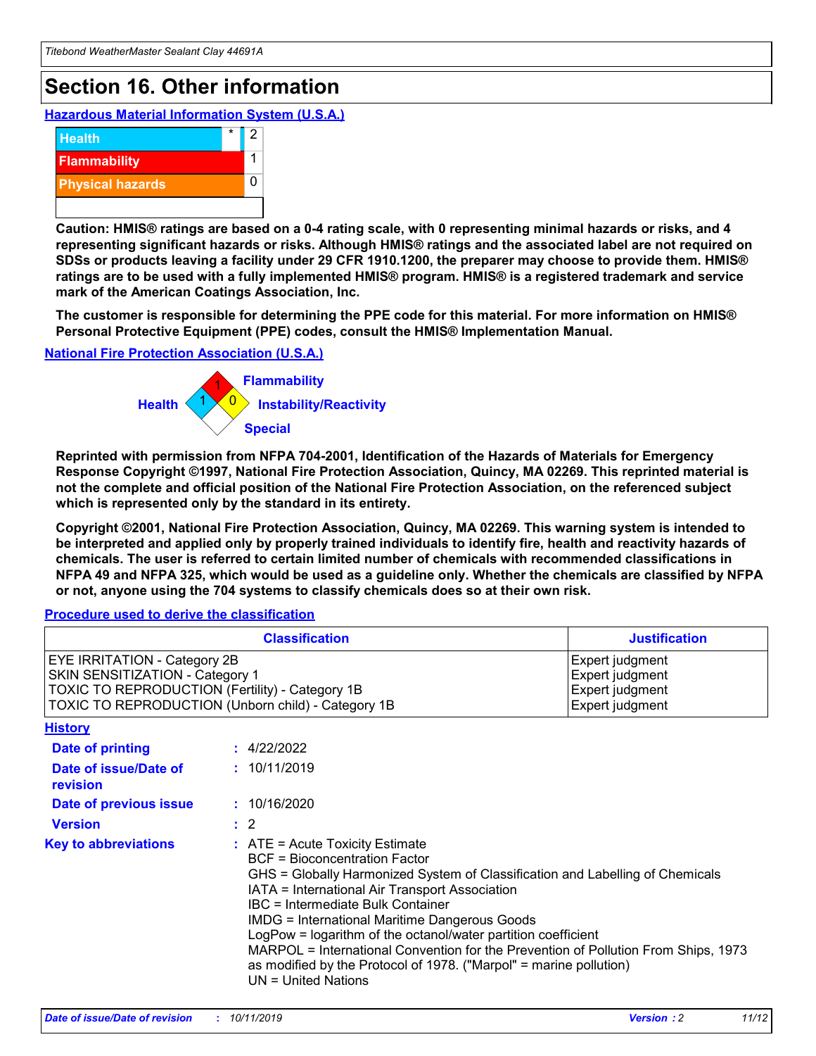# Section 16. Other information

### Hazardous Material Information System (U.S.A.)

| | | |
|---|---|---|
| Health | * | 2 |
| Flammability | | 1 |
| Physical hazards | | 0 |
| | | |

**Caution: HMIS® ratings are based on a 0-4 rating scale, with 0 representing minimal hazards or risks, and 4 representing significant hazards or risks. Although HMIS® ratings and the associated label are not required on SDSs or products leaving a facility under 29 CFR 1910.1200, the preparer may choose to provide them. HMIS® ratings are to be used with a fully implemented HMIS® program. HMIS® is a registered trademark and service mark of the American Coatings Association, Inc.**

**The customer is responsible for determining the PPE code for this material. For more information on HMIS® Personal Protective Equipment (PPE) codes, consult the HMIS® Implementation Manual.**

### National Fire Protection Association (U.S.A.)

Health: 1
Flammability: 1
Instability/Reactivity: 0
Special:

**Reprinted with permission from NFPA 704-2001, Identification of the Hazards of Materials for Emergency Response Copyright ©1997, National Fire Protection Association, Quincy, MA 02269. This reprinted material is not the complete and official position of the National Fire Protection Association, on the referenced subject which is represented only by the standard in its entirety.**

**Copyright ©2001, National Fire Protection Association, Quincy, MA 02269. This warning system is intended to be interpreted and applied only by properly trained individuals to identify fire, health and reactivity hazards of chemicals. The user is referred to certain limited number of chemicals with recommended classifications in NFPA 49 and NFPA 325, which would be used as a guideline only. Whether the chemicals are classified by NFPA or not, anyone using the 704 systems to classify chemicals does so at their own risk.**

### Procedure used to derive the classification

| Classification | Justification |
|---|---|
| EYE IRRITATION - Category 2B | Expert judgment |
| SKIN SENSITIZATION - Category 1 | Expert judgment |
| TOXIC TO REPRODUCTION (Fertility) - Category 1B | Expert judgment |
| TOXIC TO REPRODUCTION (Unborn child) - Category 1B | Expert judgment |

### History

**Date of printing** : 4/22/2022

**Date of issue/Date of revision** : 10/11/2019

**Date of previous issue** : 10/16/2020

**Version** : 2

**Key to abbreviations** :
ATE = Acute Toxicity Estimate
BCF = Bioconcentration Factor
GHS = Globally Harmonized System of Classification and Labelling of Chemicals
IATA = International Air Transport Association
IBC = Intermediate Bulk Container
IMDG = International Maritime Dangerous Goods
LogPow = logarithm of the octanol/water partition coefficient
MARPOL = International Convention for the Prevention of Pollution From Ships, 1973 as modified by the Protocol of 1978. ("Marpol" = marine pollution)
UN = United Nations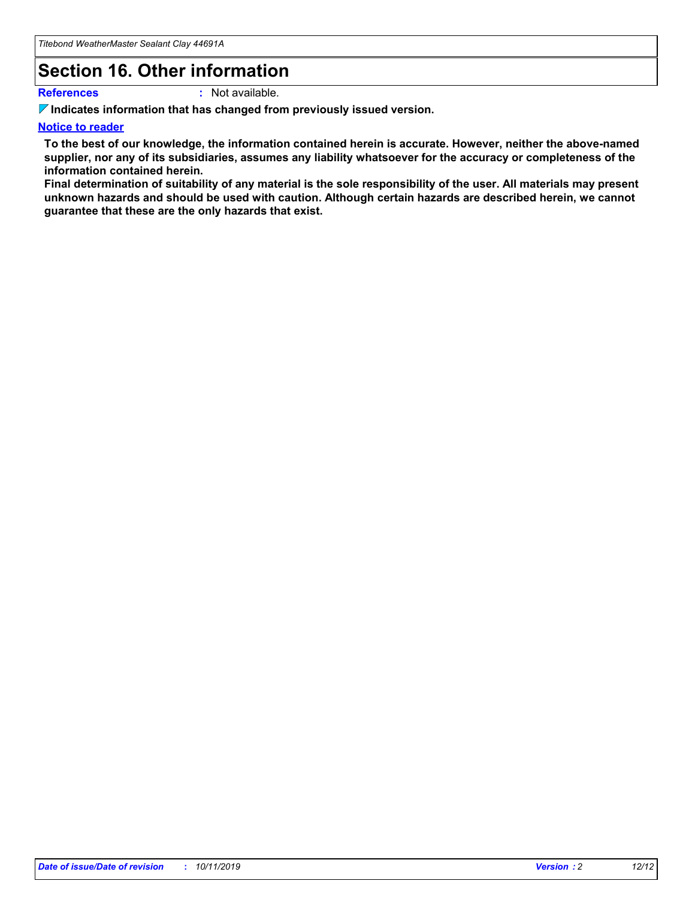# Section 16. Other information

**References** : Not available.

**Indicates information that has changed from previously issued version.**

**Notice to reader**

**To the best of our knowledge, the information contained herein is accurate. However, neither the above-named supplier, nor any of its subsidiaries, assumes any liability whatsoever for the accuracy or completeness of the information contained herein.**

**Final determination of suitability of any material is the sole responsibility of the user. All materials may present unknown hazards and should be used with caution. Although certain hazards are described herein, we cannot guarantee that these are the only hazards that exist.**